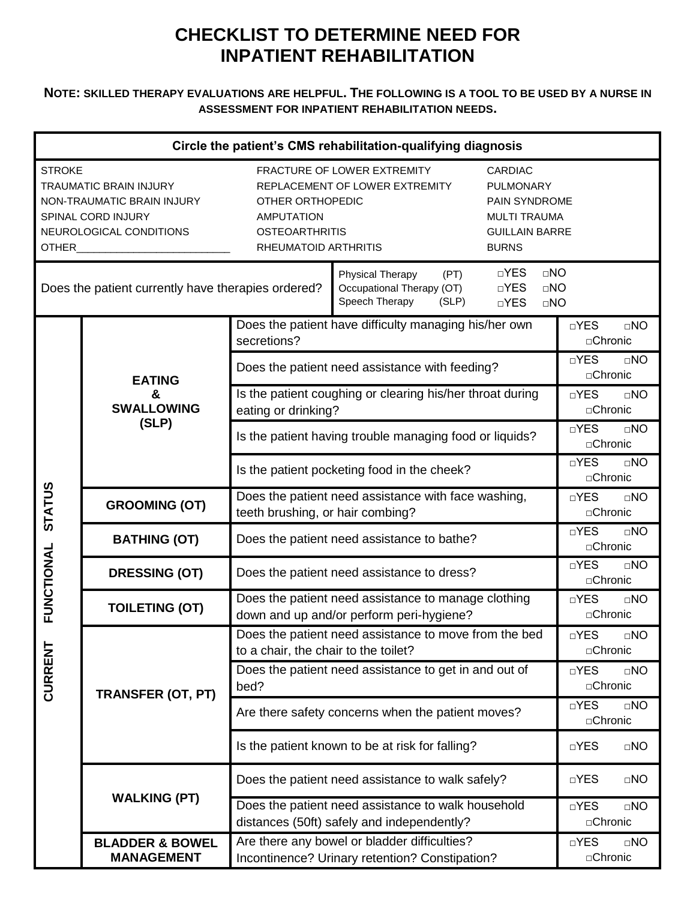# CHECKLIST TO DETERMINE NEED FOR INPATIENT REHABILITATION

**NOTE: SKILLED THERAPY EVALUATIONS ARE HELPFUL. THE FOLLOWING IS A TOOL TO BE USED BY A NURSE IN ASSESSMENT FOR INPATIENT REHABILITATION NEEDS.**

**Circle the patient's CMS rehabilitation-qualifying diagnosis**

| | | |
|---|---|---|
| STROKE | FRACTURE OF LOWER EXTREMITY | CARDIAC |
| TRAUMATIC BRAIN INJURY | REPLACEMENT OF LOWER EXTREMITY | PULMONARY |
| NON-TRAUMATIC BRAIN INJURY | OTHER ORTHOPEDIC | PAIN SYNDROME |
| SPINAL CORD INJURY | AMPUTATION | MULTI TRAUMA |
| NEUROLOGICAL CONDITIONS | OSTEOARTHRITIS | GUILLAIN BARRE |
| OTHER___________________________ | RHEUMATOID ARTHRITIS | BURNS |

| | | |
|---|---|---|
| Does the patient currently have therapies ordered? | Physical Therapy (PT) | □YES □NO |
| | Occupational Therapy (OT) | □YES □NO |
| | Speech Therapy (SLP) | □YES □NO |

| | | | |
|---|---|---|---|
| CURRENT FUNCTIONAL STATUS | **EATING & SWALLOWING (SLP)** | Does the patient have difficulty managing his/her own secretions? | □YES □NO □Chronic |
| | | Does the patient need assistance with feeding? | □YES □NO □Chronic |
| | | Is the patient coughing or clearing his/her throat during eating or drinking? | □YES □NO □Chronic |
| | | Is the patient having trouble managing food or liquids? | □YES □NO □Chronic |
| | | Is the patient pocketing food in the cheek? | □YES □NO □Chronic |
| | **GROOMING (OT)** | Does the patient need assistance with face washing, teeth brushing, or hair combing? | □YES □NO □Chronic |
| | **BATHING (OT)** | Does the patient need assistance to bathe? | □YES □NO □Chronic |
| | **DRESSING (OT)** | Does the patient need assistance to dress? | □YES □NO □Chronic |
| | **TOILETING (OT)** | Does the patient need assistance to manage clothing down and up and/or perform peri-hygiene? | □YES □NO □Chronic |
| | **TRANSFER (OT, PT)** | Does the patient need assistance to move from the bed to a chair, the chair to the toilet? | □YES □NO □Chronic |
| | | Does the patient need assistance to get in and out of bed? | □YES □NO □Chronic |
| | | Are there safety concerns when the patient moves? | □YES □NO □Chronic |
| | | Is the patient known to be at risk for falling? | □YES □NO |
| | **WALKING (PT)** | Does the patient need assistance to walk safely? | □YES □NO |
| | | Does the patient need assistance to walk household distances (50ft) safely and independently? | □YES □NO □Chronic |
| | **BLADDER & BOWEL MANAGEMENT** | Are there any bowel or bladder difficulties? Incontinence? Urinary retention? Constipation? | □YES □NO □Chronic |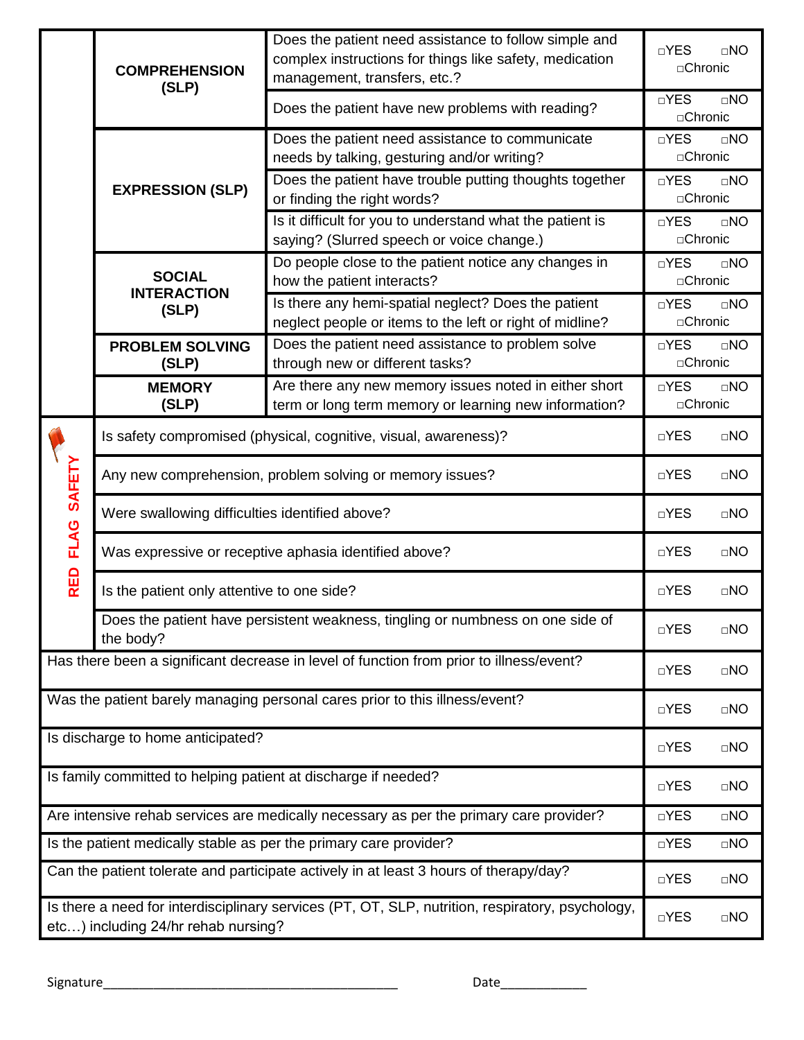| | | | |
|---|---|---|---|
| | **COMPREHENSION (SLP)** | Does the patient need assistance to follow simple and complex instructions for things like safety, medication management, transfers, etc.? | □YES □NO □Chronic |
| | | Does the patient have new problems with reading? | □YES □NO □Chronic |
| | **EXPRESSION (SLP)** | Does the patient need assistance to communicate needs by talking, gesturing and/or writing? | □YES □NO □Chronic |
| | | Does the patient have trouble putting thoughts together or finding the right words? | □YES □NO □Chronic |
| | | Is it difficult for you to understand what the patient is saying? (Slurred speech or voice change.) | □YES □NO □Chronic |
| | **SOCIAL INTERACTION (SLP)** | Do people close to the patient notice any changes in how the patient interacts? | □YES □NO □Chronic |
| | | Is there any hemi-spatial neglect? Does the patient neglect people or items to the left or right of midline? | □YES □NO □Chronic |
| | **PROBLEM SOLVING (SLP)** | Does the patient need assistance to problem solve through new or different tasks? | □YES □NO □Chronic |
| | **MEMORY (SLP)** | Are there any new memory issues noted in either short term or long term memory or learning new information? | □YES □NO □Chronic |
| **RED FLAG SAFETY** | Is safety compromised (physical, cognitive, visual, awareness)? | | □YES □NO |
| | Any new comprehension, problem solving or memory issues? | | □YES □NO |
| | Were swallowing difficulties identified above? | | □YES □NO |
| | Was expressive or receptive aphasia identified above? | | □YES □NO |
| | Is the patient only attentive to one side? | | □YES □NO |
| | Does the patient have persistent weakness, tingling or numbness on one side of the body? | | □YES □NO |
| Has there been a significant decrease in level of function from prior to illness/event? | | | □YES □NO |
| Was the patient barely managing personal cares prior to this illness/event? | | | □YES □NO |
| Is discharge to home anticipated? | | | □YES □NO |
| Is family committed to helping patient at discharge if needed? | | | □YES □NO |
| Are intensive rehab services are medically necessary as per the primary care provider? | | | □YES □NO |
| Is the patient medically stable as per the primary care provider? | | | □YES □NO |
| Can the patient tolerate and participate actively in at least 3 hours of therapy/day? | | | □YES □NO |
| Is there a need for interdisciplinary services (PT, OT, SLP, nutrition, respiratory, psychology, etc…) including 24/hr rehab nursing? | | | □YES □NO |

Signature__________________________________________ Date____________